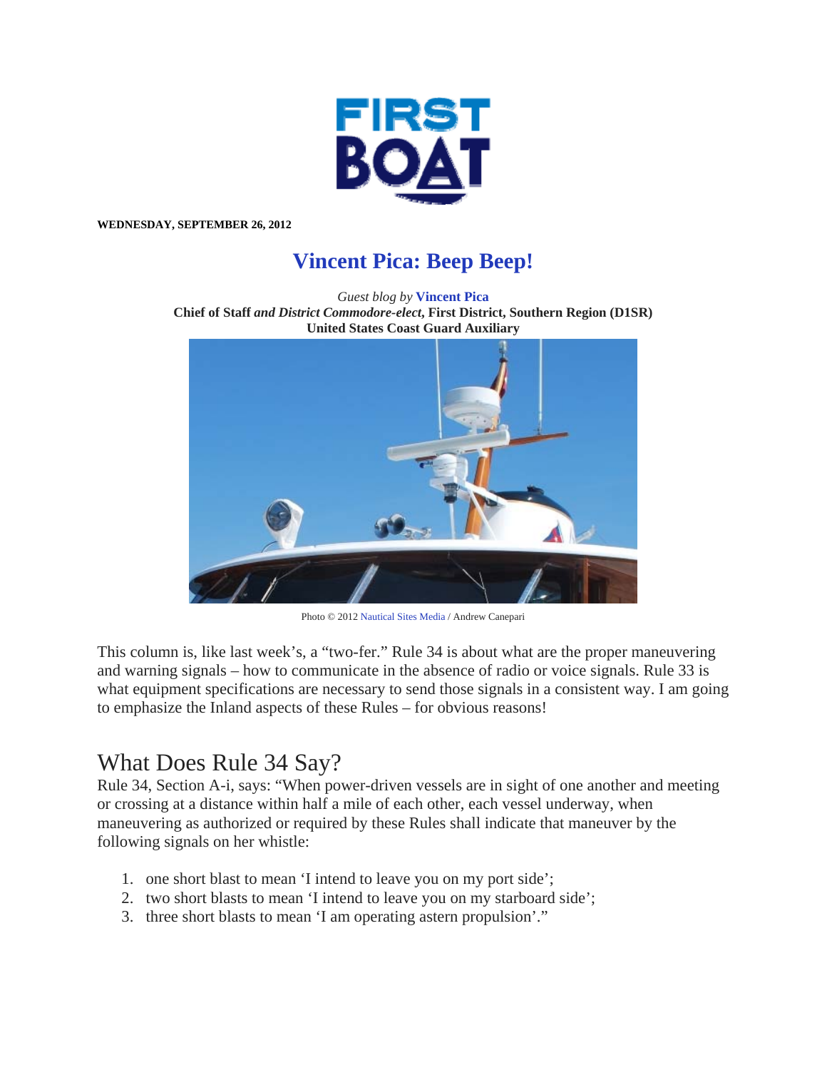FIRST BOAT

**WEDNESDAY, SEPTEMBER 26, 2012**

# Vincent Pica: Beep Beep!

*Guest blog by* **Vincent Pica**
**Chief of Staff** ***and District Commodore-elect*****, First District, Southern Region (D1SR)**
**United States Coast Guard Auxiliary**

Photo © 2012 Nautical Sites Media / Andrew Canepari

This column is, like last week's, a "two-fer." Rule 34 is about what are the proper maneuvering and warning signals – how to communicate in the absence of radio or voice signals. Rule 33 is what equipment specifications are necessary to send those signals in a consistent way. I am going to emphasize the Inland aspects of these Rules – for obvious reasons!

## What Does Rule 34 Say?

Rule 34, Section A-i, says: "When power-driven vessels are in sight of one another and meeting or crossing at a distance within half a mile of each other, each vessel underway, when maneuvering as authorized or required by these Rules shall indicate that maneuver by the following signals on her whistle:

1. one short blast to mean 'I intend to leave you on my port side';
2. two short blasts to mean 'I intend to leave you on my starboard side';
3. three short blasts to mean 'I am operating astern propulsion'."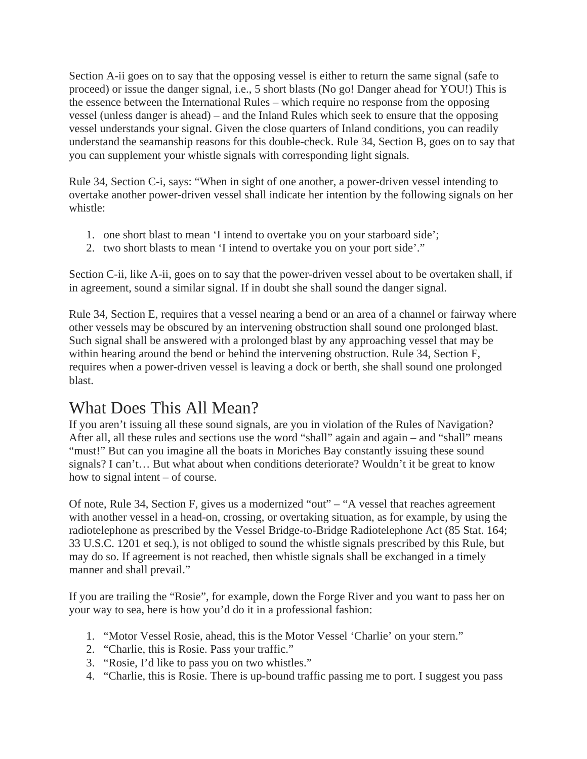Section A-ii goes on to say that the opposing vessel is either to return the same signal (safe to proceed) or issue the danger signal, i.e., 5 short blasts (No go! Danger ahead for YOU!) This is the essence between the International Rules – which require no response from the opposing vessel (unless danger is ahead) – and the Inland Rules which seek to ensure that the opposing vessel understands your signal. Given the close quarters of Inland conditions, you can readily understand the seamanship reasons for this double-check. Rule 34, Section B, goes on to say that you can supplement your whistle signals with corresponding light signals.

Rule 34, Section C-i, says: "When in sight of one another, a power-driven vessel intending to overtake another power-driven vessel shall indicate her intention by the following signals on her whistle:

1. one short blast to mean 'I intend to overtake you on your starboard side';
2. two short blasts to mean 'I intend to overtake you on your port side'."

Section C-ii, like A-ii, goes on to say that the power-driven vessel about to be overtaken shall, if in agreement, sound a similar signal. If in doubt she shall sound the danger signal.

Rule 34, Section E, requires that a vessel nearing a bend or an area of a channel or fairway where other vessels may be obscured by an intervening obstruction shall sound one prolonged blast. Such signal shall be answered with a prolonged blast by any approaching vessel that may be within hearing around the bend or behind the intervening obstruction. Rule 34, Section F, requires when a power-driven vessel is leaving a dock or berth, she shall sound one prolonged blast.

## What Does This All Mean?

If you aren't issuing all these sound signals, are you in violation of the Rules of Navigation? After all, all these rules and sections use the word "shall" again and again – and "shall" means "must!" But can you imagine all the boats in Moriches Bay constantly issuing these sound signals? I can't… But what about when conditions deteriorate? Wouldn't it be great to know how to signal intent – of course.

Of note, Rule 34, Section F, gives us a modernized "out" – "A vessel that reaches agreement with another vessel in a head-on, crossing, or overtaking situation, as for example, by using the radiotelephone as prescribed by the Vessel Bridge-to-Bridge Radiotelephone Act (85 Stat. 164; 33 U.S.C. 1201 et seq.), is not obliged to sound the whistle signals prescribed by this Rule, but may do so. If agreement is not reached, then whistle signals shall be exchanged in a timely manner and shall prevail."

If you are trailing the "Rosie", for example, down the Forge River and you want to pass her on your way to sea, here is how you'd do it in a professional fashion:

1. "Motor Vessel Rosie, ahead, this is the Motor Vessel 'Charlie' on your stern."
2. "Charlie, this is Rosie. Pass your traffic."
3. "Rosie, I'd like to pass you on two whistles."
4. "Charlie, this is Rosie. There is up-bound traffic passing me to port. I suggest you pass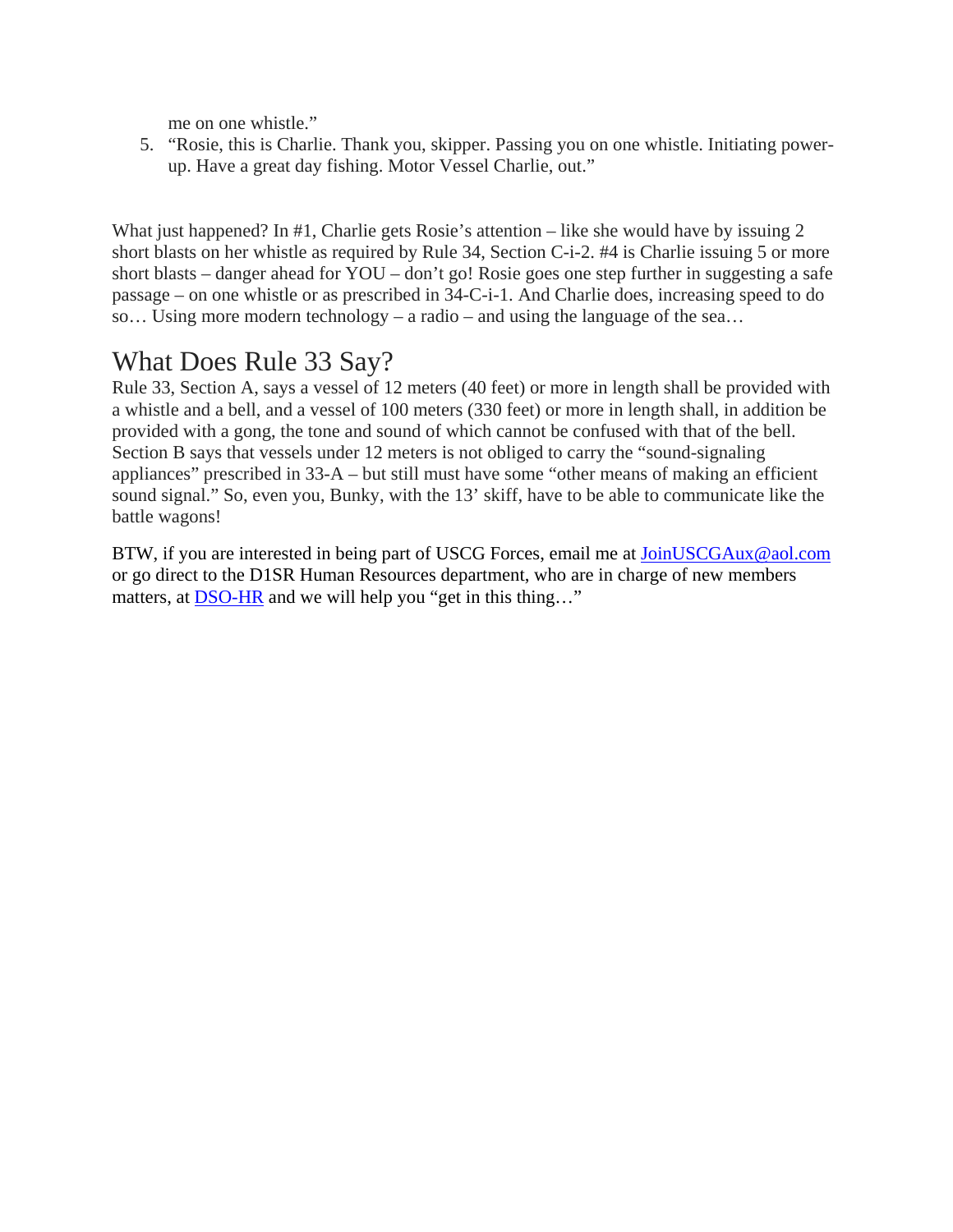me on one whistle."

5. "Rosie, this is Charlie. Thank you, skipper. Passing you on one whistle. Initiating power-up. Have a great day fishing. Motor Vessel Charlie, out."

What just happened? In #1, Charlie gets Rosie's attention – like she would have by issuing 2 short blasts on her whistle as required by Rule 34, Section C-i-2. #4 is Charlie issuing 5 or more short blasts – danger ahead for YOU – don't go! Rosie goes one step further in suggesting a safe passage – on one whistle or as prescribed in 34-C-i-1. And Charlie does, increasing speed to do so… Using more modern technology – a radio – and using the language of the sea…

## What Does Rule 33 Say?

Rule 33, Section A, says a vessel of 12 meters (40 feet) or more in length shall be provided with a whistle and a bell, and a vessel of 100 meters (330 feet) or more in length shall, in addition be provided with a gong, the tone and sound of which cannot be confused with that of the bell. Section B says that vessels under 12 meters is not obliged to carry the "sound-signaling appliances" prescribed in 33-A – but still must have some "other means of making an efficient sound signal." So, even you, Bunky, with the 13' skiff, have to be able to communicate like the battle wagons!

BTW, if you are interested in being part of USCG Forces, email me at JoinUSCGAux@aol.com or go direct to the D1SR Human Resources department, who are in charge of new members matters, at DSO-HR and we will help you "get in this thing…"